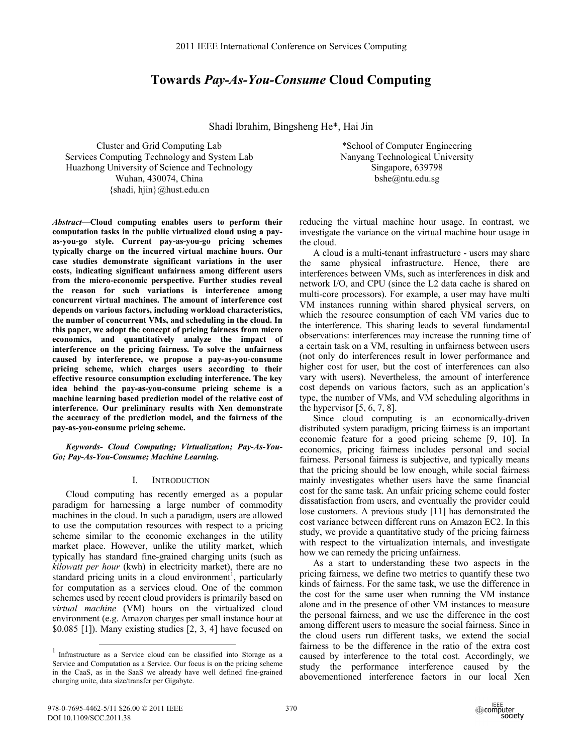# Towards *Pay-As-You-Consume* Cloud Computing

Shadi Ibrahim, Bingsheng He*, Hai Jin

Cluster and Grid Computing Lab
Services Computing Technology and System Lab
Huazhong University of Science and Technology
Wuhan, 430074, China
{shadi, hjin}@hust.edu.cn

*School of Computer Engineering
Nanyang Technological University
Singapore, 639798
bshe@ntu.edu.sg

***Abstract*—Cloud computing enables users to perform their computation tasks in the public virtualized cloud using a pay-as-you-go style. Current pay-as-you-go pricing schemes typically charge on the incurred virtual machine hours. Our case studies demonstrate significant variations in the user costs, indicating significant unfairness among different users from the micro-economic perspective. Further studies reveal the reason for such variations is interference among concurrent virtual machines. The amount of interference cost depends on various factors, including workload characteristics, the number of concurrent VMs, and scheduling in the cloud. In this paper, we adopt the concept of pricing fairness from micro economics, and quantitatively analyze the impact of interference on the pricing fairness. To solve the unfairness caused by interference, we propose a pay-as-you-consume pricing scheme, which charges users according to their effective resource consumption excluding interference. The key idea behind the pay-as-you-consume pricing scheme is a machine learning based prediction model of the relative cost of interference. Our preliminary results with Xen demonstrate the accuracy of the prediction model, and the fairness of the pay-as-you-consume pricing scheme.**

***Keywords- Cloud Computing; Virtualization; Pay-As-You-Go; Pay-As-You-Consume; Machine Learning.***

## I. Introduction

Cloud computing has recently emerged as a popular paradigm for harnessing a large number of commodity machines in the cloud. In such a paradigm, users are allowed to use the computation resources with respect to a pricing scheme similar to the economic exchanges in the utility market place. However, unlike the utility market, which typically has standard fine-grained charging units (such as *kilowatt per hour* (kwh) in electricity market), there are no standard pricing units in a cloud environment[1], particularly for computation as a services cloud. One of the common schemes used by recent cloud providers is primarily based on *virtual machine* (VM) hours on the virtualized cloud environment (e.g. Amazon charges per small instance hour at \$0.085 [1]). Many existing studies [2, 3, 4] have focused on reducing the virtual machine hour usage. In contrast, we investigate the variance on the virtual machine hour usage in the cloud.

A cloud is a multi-tenant infrastructure - users may share the same physical infrastructure. Hence, there are interferences between VMs, such as interferences in disk and network I/O, and CPU (since the L2 data cache is shared on multi-core processors). For example, a user may have multi VM instances running within shared physical servers, on which the resource consumption of each VM varies due to the interference. This sharing leads to several fundamental observations: interferences may increase the running time of a certain task on a VM, resulting in unfairness between users (not only do interferences result in lower performance and higher cost for user, but the cost of interferences can also vary with users). Nevertheless, the amount of interference cost depends on various factors, such as an application's type, the number of VMs, and VM scheduling algorithms in the hypervisor [5, 6, 7, 8].

Since cloud computing is an economically-driven distributed system paradigm, pricing fairness is an important economic feature for a good pricing scheme [9, 10]. In economics, pricing fairness includes personal and social fairness. Personal fairness is subjective, and typically means that the pricing should be low enough, while social fairness mainly investigates whether users have the same financial cost for the same task. An unfair pricing scheme could foster dissatisfaction from users, and eventually the provider could lose customers. A previous study [11] has demonstrated the cost variance between different runs on Amazon EC2. In this study, we provide a quantitative study of the pricing fairness with respect to the virtualization internals, and investigate how we can remedy the pricing unfairness.

As a start to understanding these two aspects in the pricing fairness, we define two metrics to quantify these two kinds of fairness. For the same task, we use the difference in the cost for the same user when running the VM instance alone and in the presence of other VM instances to measure the personal fairness, and we use the difference in the cost among different users to measure the social fairness. Since in the cloud users run different tasks, we extend the social fairness to be the difference in the ratio of the extra cost caused by interference to the total cost. Accordingly, we study the performance interference caused by the abovementioned interference factors in our local Xen

[1] Infrastructure as a Service cloud can be classified into Storage as a Service and Computation as a Service. Our focus is on the pricing scheme in the CaaS, as in the SaaS we already have well defined fine-grained charging unite, data size/transfer per Gigabyte.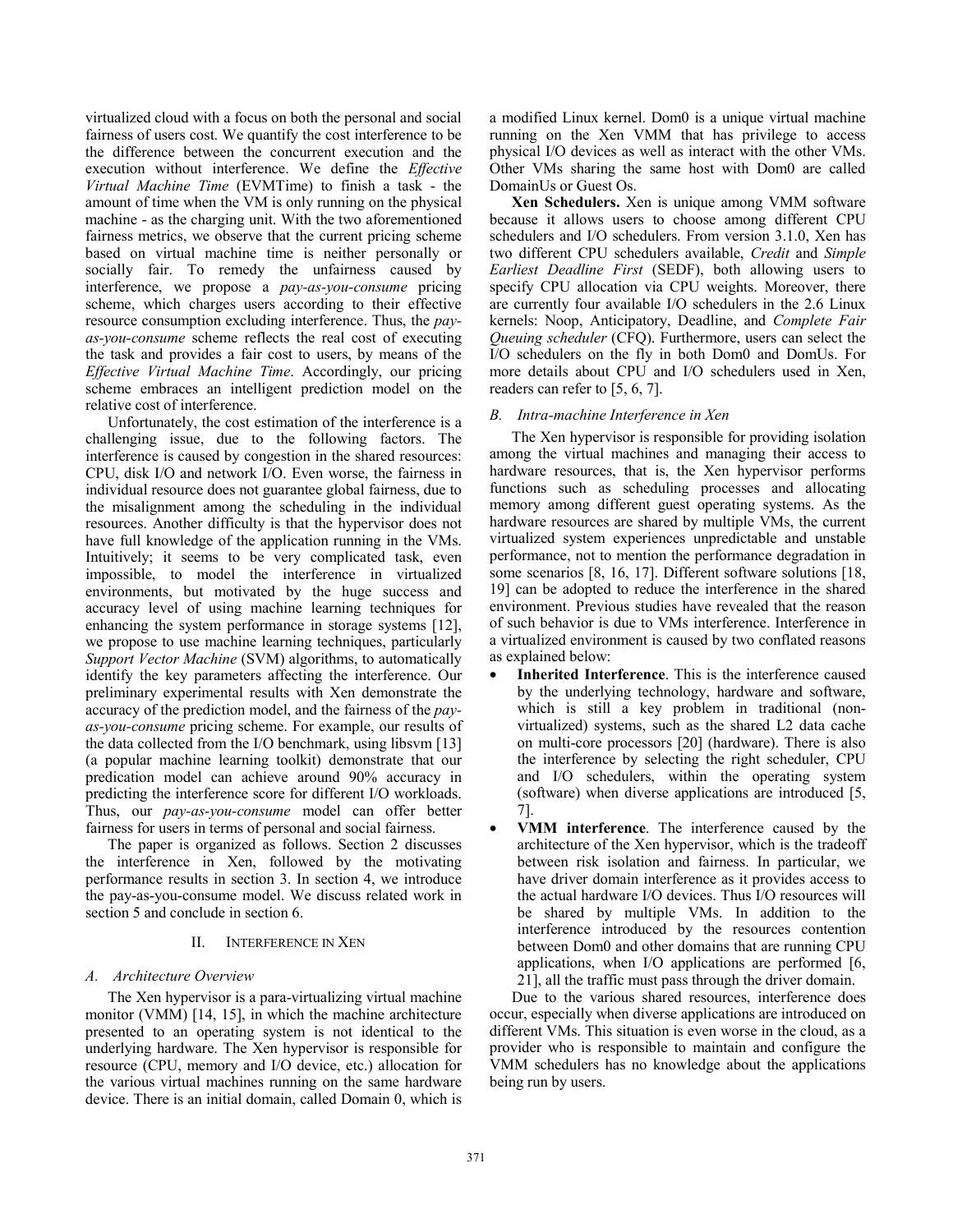virtualized cloud with a focus on both the personal and social fairness of users cost. We quantify the cost interference to be the difference between the concurrent execution and the execution without interference. We define the *Effective Virtual Machine Time* (EVMTime) to finish a task - the amount of time when the VM is only running on the physical machine - as the charging unit. With the two aforementioned fairness metrics, we observe that the current pricing scheme based on virtual machine time is neither personally or socially fair. To remedy the unfairness caused by interference, we propose a *pay-as-you-consume* pricing scheme, which charges users according to their effective resource consumption excluding interference. Thus, the *pay-as-you-consume* scheme reflects the real cost of executing the task and provides a fair cost to users, by means of the *Effective Virtual Machine Time*. Accordingly, our pricing scheme embraces an intelligent prediction model on the relative cost of interference.

Unfortunately, the cost estimation of the interference is a challenging issue, due to the following factors. The interference is caused by congestion in the shared resources: CPU, disk I/O and network I/O. Even worse, the fairness in individual resource does not guarantee global fairness, due to the misalignment among the scheduling in the individual resources. Another difficulty is that the hypervisor does not have full knowledge of the application running in the VMs. Intuitively; it seems to be very complicated task, even impossible, to model the interference in virtualized environments, but motivated by the huge success and accuracy level of using machine learning techniques for enhancing the system performance in storage systems [12], we propose to use machine learning techniques, particularly *Support Vector Machine* (SVM) algorithms, to automatically identify the key parameters affecting the interference. Our preliminary experimental results with Xen demonstrate the accuracy of the prediction model, and the fairness of the *pay-as-you-consume* pricing scheme. For example, our results of the data collected from the I/O benchmark, using libsvm [13] (a popular machine learning toolkit) demonstrate that our predication model can achieve around 90% accuracy in predicting the interference score for different I/O workloads. Thus, our *pay-as-you-consume* model can offer better fairness for users in terms of personal and social fairness.

The paper is organized as follows. Section 2 discusses the interference in Xen, followed by the motivating performance results in section 3. In section 4, we introduce the pay-as-you-consume model. We discuss related work in section 5 and conclude in section 6.

## II. Interference in Xen

### A. Architecture Overview

The Xen hypervisor is a para-virtualizing virtual machine monitor (VMM) [14, 15], in which the machine architecture presented to an operating system is not identical to the underlying hardware. The Xen hypervisor is responsible for resource (CPU, memory and I/O device, etc.) allocation for the various virtual machines running on the same hardware device. There is an initial domain, called Domain 0, which is a modified Linux kernel. Dom0 is a unique virtual machine running on the Xen VMM that has privilege to access physical I/O devices as well as interact with the other VMs. Other VMs sharing the same host with Dom0 are called DomainUs or Guest Os.

**Xen Schedulers.** Xen is unique among VMM software because it allows users to choose among different CPU schedulers and I/O schedulers. From version 3.1.0, Xen has two different CPU schedulers available, *Credit* and *Simple Earliest Deadline First* (SEDF), both allowing users to specify CPU allocation via CPU weights. Moreover, there are currently four available I/O schedulers in the 2.6 Linux kernels: Noop, Anticipatory, Deadline, and *Complete Fair Queuing scheduler* (CFQ). Furthermore, users can select the I/O schedulers on the fly in both Dom0 and DomUs. For more details about CPU and I/O schedulers used in Xen, readers can refer to [5, 6, 7].

### B. Intra-machine Interference in Xen

The Xen hypervisor is responsible for providing isolation among the virtual machines and managing their access to hardware resources, that is, the Xen hypervisor performs functions such as scheduling processes and allocating memory among different guest operating systems. As the hardware resources are shared by multiple VMs, the current virtualized system experiences unpredictable and unstable performance, not to mention the performance degradation in some scenarios [8, 16, 17]. Different software solutions [18, 19] can be adopted to reduce the interference in the shared environment. Previous studies have revealed that the reason of such behavior is due to VMs interference. Interference in a virtualized environment is caused by two conflated reasons as explained below:

- **Inherited Interference**. This is the interference caused by the underlying technology, hardware and software, which is still a key problem in traditional (non-virtualized) systems, such as the shared L2 data cache on multi-core processors [20] (hardware). There is also the interference by selecting the right scheduler, CPU and I/O schedulers, within the operating system (software) when diverse applications are introduced [5, 7].
- **VMM interference**. The interference caused by the architecture of the Xen hypervisor, which is the tradeoff between risk isolation and fairness. In particular, we have driver domain interference as it provides access to the actual hardware I/O devices. Thus I/O resources will be shared by multiple VMs. In addition to the interference introduced by the resources contention between Dom0 and other domains that are running CPU applications, when I/O applications are performed [6, 21], all the traffic must pass through the driver domain.

Due to the various shared resources, interference does occur, especially when diverse applications are introduced on different VMs. This situation is even worse in the cloud, as a provider who is responsible to maintain and configure the VMM schedulers has no knowledge about the applications being run by users.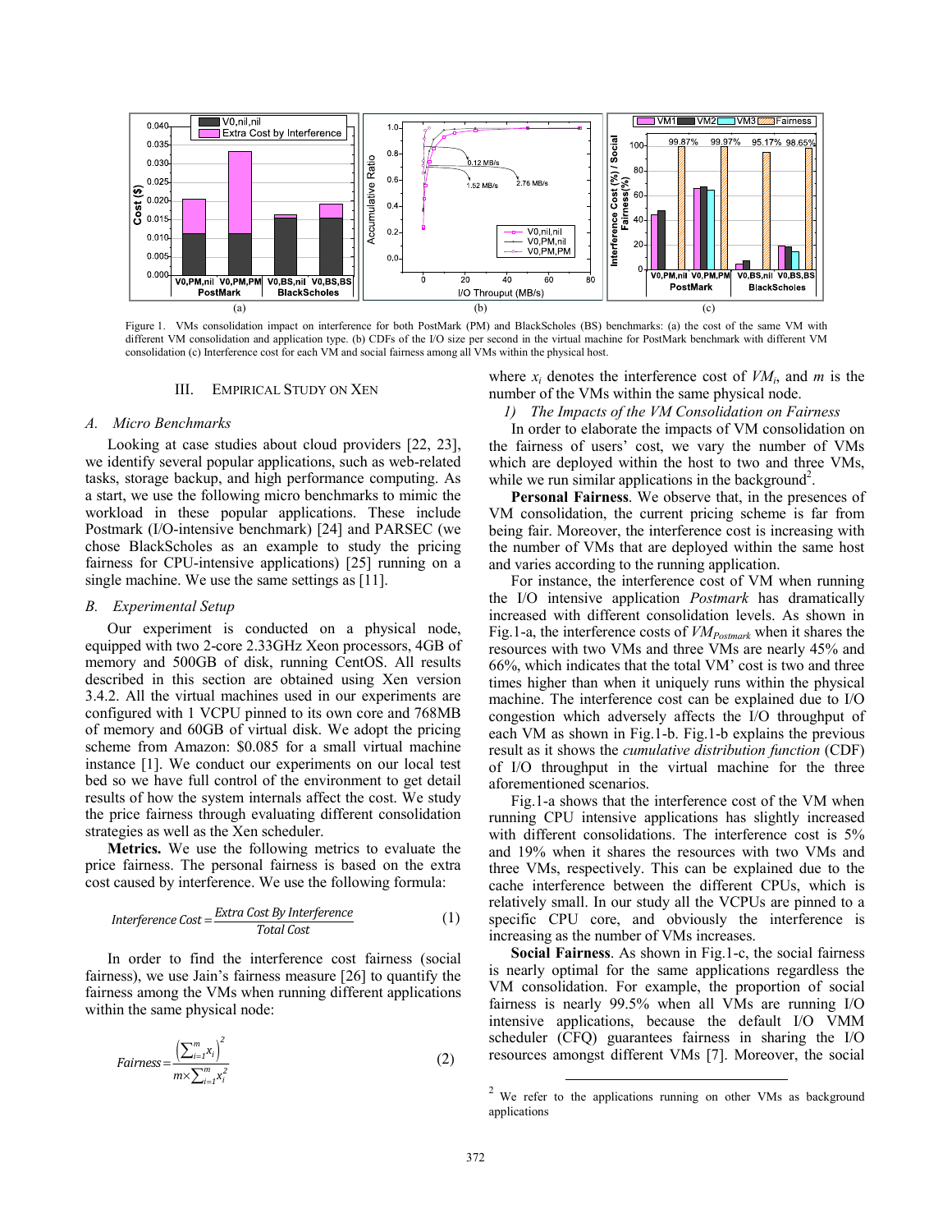Figure 1. VMs consolidation impact on interference for both PostMark (PM) and BlackScholes (BS) benchmarks: (a) the cost of the same VM with different VM consolidation and application type. (b) CDFs of the I/O size per second in the virtual machine for PostMark benchmark with different VM consolidation (c) Interference cost for each VM and social fairness among all VMs within the physical host.

## III. EMPIRICAL STUDY ON XEN

### A. Micro Benchmarks

Looking at case studies about cloud providers [22, 23], we identify several popular applications, such as web-related tasks, storage backup, and high performance computing. As a start, we use the following micro benchmarks to mimic the workload in these popular applications. These include Postmark (I/O-intensive benchmark) [24] and PARSEC (we chose BlackScholes as an example to study the pricing fairness for CPU-intensive applications) [25] running on a single machine. We use the same settings as [11].

### B. Experimental Setup

Our experiment is conducted on a physical node, equipped with two 2-core 2.33GHz Xeon processors, 4GB of memory and 500GB of disk, running CentOS. All results described in this section are obtained using Xen version 3.4.2. All the virtual machines used in our experiments are configured with 1 VCPU pinned to its own core and 768MB of memory and 60GB of virtual disk. We adopt the pricing scheme from Amazon: $0.085 for a small virtual machine instance [1]. We conduct our experiments on our local test bed so we have full control of the environment to get detail results of how the system internals affect the cost. We study the price fairness through evaluating different consolidation strategies as well as the Xen scheduler.

**Metrics.** We use the following metrics to evaluate the price fairness. The personal fairness is based on the extra cost caused by interference. We use the following formula:

$$Interference\ Cost = \frac{Extra\ Cost\ By\ Interference}{Total\ Cost} \tag{1}$$

In order to find the interference cost fairness (social fairness), we use Jain's fairness measure [26] to quantify the fairness among the VMs when running different applications within the same physical node:

$$Fairness = \frac{\left(\sum_{i=1}^{m} x_i\right)^2}{m \times \sum_{i=1}^{m} x_i^2} \tag{2}$$

where $x_i$ denotes the interference cost of $VM_i$, and $m$ is the number of the VMs within the same physical node.

*1) The Impacts of the VM Consolidation on Fairness*

In order to elaborate the impacts of VM consolidation on the fairness of users' cost, we vary the number of VMs which are deployed within the host to two and three VMs, while we run similar applications in the background[2].

**Personal Fairness**. We observe that, in the presences of VM consolidation, the current pricing scheme is far from being fair. Moreover, the interference cost is increasing with the number of VMs that are deployed within the same host and varies according to the running application.

For instance, the interference cost of VM when running the I/O intensive application *Postmark* has dramatically increased with different consolidation levels. As shown in Fig.1-a, the interference costs of $VM_{Postmark}$ when it shares the resources with two VMs and three VMs are nearly 45% and 66%, which indicates that the total VM' cost is two and three times higher than when it uniquely runs within the physical machine. The interference cost can be explained due to I/O congestion which adversely affects the I/O throughput of each VM as shown in Fig.1-b. Fig.1-b explains the previous result as it shows the *cumulative distribution function* (CDF) of I/O throughput in the virtual machine for the three aforementioned scenarios.

Fig.1-a shows that the interference cost of the VM when running CPU intensive applications has slightly increased with different consolidations. The interference cost is 5% and 19% when it shares the resources with two VMs and three VMs, respectively. This can be explained due to the cache interference between the different CPUs, which is relatively small. In our study all the VCPUs are pinned to a specific CPU core, and obviously the interference is increasing as the number of VMs increases.

**Social Fairness**. As shown in Fig.1-c, the social fairness is nearly optimal for the same applications regardless the VM consolidation. For example, the proportion of social fairness is nearly 99.5% when all VMs are running I/O intensive applications, because the default I/O VMM scheduler (CFQ) guarantees fairness in sharing the I/O resources amongst different VMs [7]. Moreover, the social

[2] We refer to the applications running on other VMs as background applications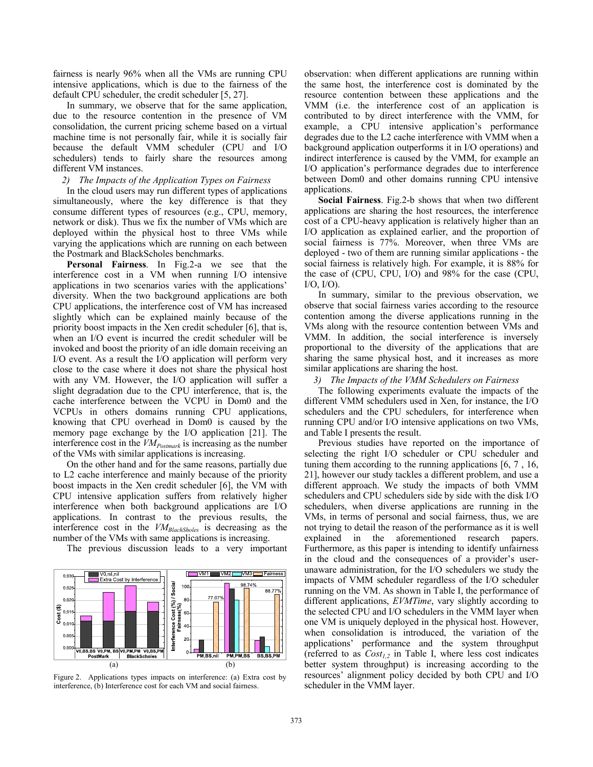fairness is nearly 96% when all the VMs are running CPU intensive applications, which is due to the fairness of the default CPU scheduler, the credit scheduler [5, 27].

In summary, we observe that for the same application, due to the resource contention in the presence of VM consolidation, the current pricing scheme based on a virtual machine time is not personally fair, while it is socially fair because the default VMM scheduler (CPU and I/O schedulers) tends to fairly share the resources among different VM instances.

*2) The Impacts of the Application Types on Fairness*

In the cloud users may run different types of applications simultaneously, where the key difference is that they consume different types of resources (e.g., CPU, memory, network or disk). Thus we fix the number of VMs which are deployed within the physical host to three VMs while varying the applications which are running on each between the Postmark and BlackScholes benchmarks.

**Personal Fairness**. In Fig.2-a we see that the interference cost in a VM when running I/O intensive applications in two scenarios varies with the applications' diversity. When the two background applications are both CPU applications, the interference cost of VM has increased slightly which can be explained mainly because of the priority boost impacts in the Xen credit scheduler [6], that is, when an I/O event is incurred the credit scheduler will be invoked and boost the priority of an idle domain receiving an I/O event. As a result the I/O application will perform very close to the case where it does not share the physical host with any VM. However, the I/O application will suffer a slight degradation due to the CPU interference, that is, the cache interference between the VCPU in Dom0 and the VCPUs in others domains running CPU applications, knowing that CPU overhead in Dom0 is caused by the memory page exchange by the I/O application [21]. The interference cost in the $VM_{Postmark}$ is increasing as the number of the VMs with similar applications is increasing.

On the other hand and for the same reasons, partially due to L2 cache interference and mainly because of the priority boost impacts in the Xen credit scheduler [6], the VM with CPU intensive application suffers from relatively higher interference when both background applications are I/O applications. In contrast to the previous results, the interference cost in the $VM_{BlachSholes}$ is decreasing as the number of the VMs with same applications is increasing.

The previous discussion leads to a very important observation: when different applications are running within the same host, the interference cost is dominated by the resource contention between these applications and the VMM (i.e. the interference cost of an application is contributed to by direct interference with the VMM, for example, a CPU intensive application's performance degrades due to the L2 cache interference with VMM when a background application outperforms it in I/O operations) and indirect interference is caused by the VMM, for example an I/O application's performance degrades due to interference between Dom0 and other domains running CPU intensive applications.

0.030
V0,nil,nil
Extra Cost by Interference
0.025
0.020
Cost ($)
0.015
0.010
0.005
0.000
V0,BS,BS V0,PM, BS V0,PM,PM V0,BS,PM
PostMark BlackScholes
(a)

VM1 VM2 VM3 Fairness
Interference Cost (%) / Social Fairness(%)
100
80
60
40
20
0
77.07%
98.74%
88.77%
PM,BS,nil PM,PM,BS BS,BS,PM
(b)

Figure 2. Applications types impacts on interference: (a) Extra cost by interference, (b) Interference cost for each VM and social fairness.

**Social Fairness**. Fig.2-b shows that when two different applications are sharing the host resources, the interference cost of a CPU-heavy application is relatively higher than an I/O application as explained earlier, and the proportion of social fairness is 77%. Moreover, when three VMs are deployed - two of them are running similar applications - the social fairness is relatively high. For example, it is 88% for the case of (CPU, CPU, I/O) and 98% for the case (CPU, I/O, I/O).

In summary, similar to the previous observation, we observe that social fairness varies according to the resource contention among the diverse applications running in the VMs along with the resource contention between VMs and VMM. In addition, the social interference is inversely proportional to the diversity of the applications that are sharing the same physical host, and it increases as more similar applications are sharing the host.

*3) The Impacts of the VMM Schedulers on Fairness*

The following experiments evaluate the impacts of the different VMM schedulers used in Xen, for instance, the I/O schedulers and the CPU schedulers, for interference when running CPU and/or I/O intensive applications on two VMs, and Table I presents the result.

Previous studies have reported on the importance of selecting the right I/O scheduler or CPU scheduler and tuning them according to the running applications [6, 7 , 16, 21], however our study tackles a different problem, and use a different approach. We study the impacts of both VMM schedulers and CPU schedulers side by side with the disk I/O schedulers, when diverse applications are running in the VMs, in terms of personal and social fairness, thus, we are not trying to detail the reason of the performance as it is well explained in the aforementioned research papers. Furthermore, as this paper is intending to identify unfairness in the cloud and the consequences of a provider's user-unaware administration, for the I/O schedulers we study the impacts of VMM scheduler regardless of the I/O scheduler running on the VM. As shown in Table I, the performance of different applications, *EVMTime*, vary slightly according to the selected CPU and I/O schedulers in the VMM layer when one VM is uniquely deployed in the physical host. However, when consolidation is introduced, the variation of the applications' performance and the system throughput (referred to as $Cost_{1,2}$ in Table I, where less cost indicates better system throughput) is increasing according to the resources' alignment policy decided by both CPU and I/O scheduler in the VMM layer.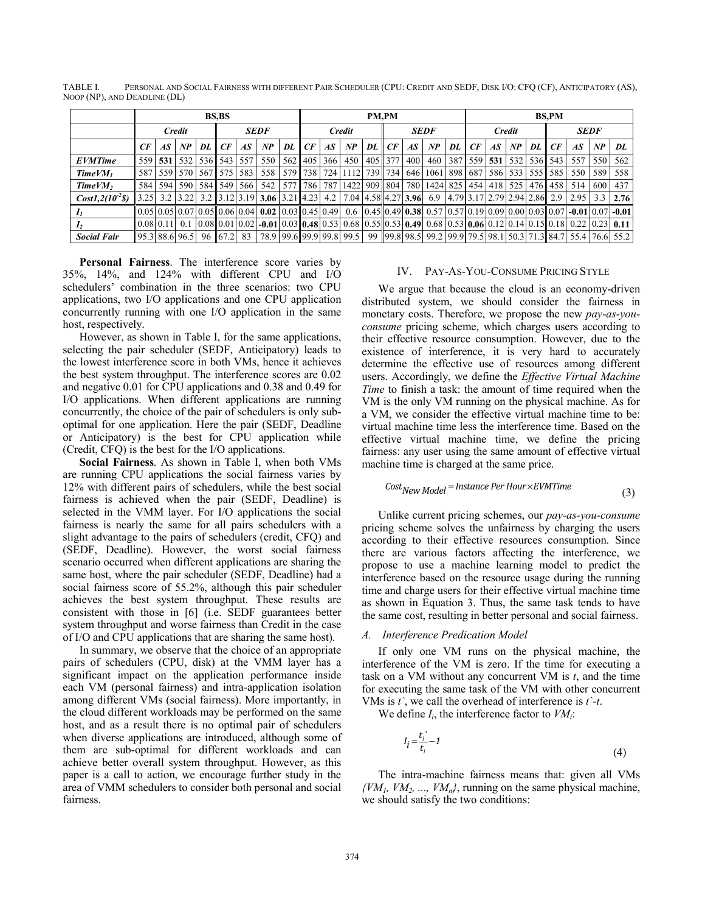TABLE I. PERSONAL AND SOCIAL FAIRNESS WITH DIFFERENT PAIR SCHEDULER (CPU: CREDIT AND SEDF, DISK I/O: CFQ (CF), ANTICIPATORY (AS), NOOP (NP), AND DEADLINE (DL)

| | BS,BS | | | | | | | | PM,PM | | | | | | | | BS,PM | | | | | | | |
|---|---|---|---|---|---|---|---|---|---|---|---|---|---|---|---|---|---|---|---|---|---|---|---|---|
| | *Credit* | | | | *SEDF* | | | | *Credit* | | | | *SEDF* | | | | *Credit* | | | | *SEDF* | | | |
| | *CF* | *AS* | *NP* | *DL* | *CF* | *AS* | *NP* | *DL* | *CF* | *AS* | *NP* | *DL* | *CF* | *AS* | *NP* | *DL* | *CF* | *AS* | *NP* | *DL* | *CF* | *AS* | *NP* | *DL* |
| ***EVMTime*** | 559 | **531** | 532 | 536 | 543 | 557 | 550 | 562 | 405 | 366 | 450 | 405 | 377 | 400 | 460 | 387 | 559 | **531** | 532 | 536 | 543 | 557 | 550 | 562 |
| ***TimeVM₁*** | 587 | 559 | 570 | 567 | 575 | 583 | 558 | 579 | 738 | 724 | 1112 | 739 | 734 | 646 | 1061 | 898 | 687 | 586 | 533 | 555 | 585 | 550 | 589 | 558 |
| ***TimeVM₂*** | 584 | 594 | 590 | 584 | 549 | 566 | 542 | 577 | 786 | 787 | 1422 | 909 | 804 | 780 | 1424 | 825 | 454 | 418 | 525 | 476 | 458 | 514 | 600 | 437 |
| ***Cost1,2($10^{-2}$\$)*** | 3.25 | 3.2 | 3.22 | 3.2 | 3.12 | 3.19 | **3.06** | 3.21 | 4.23 | 4.2 | 7.04 | 4.58 | 4.27 | **3.96** | 6.9 | 4.79 | 3.17 | 2.79 | 2.94 | 2.86 | 2.9 | 2.95 | 3.3 | **2.76** |
| ***$I_1$*** | 0.05 | 0.05 | 0.07 | 0.05 | 0.06 | 0.04 | **0.02** | 0.03 | 0.45 | 0.49 | 0.6 | 0.45 | 0.49 | **0.38** | 0.57 | 0.57 | 0.19 | 0.09 | 0.00 | 0.03 | 0.07 | **-0.01** | 0.07 | **-0.01** |
| ***$I_2$*** | 0.08 | 0.11 | 0.1 | 0.08 | 0.01 | 0.02 | **-0.01** | 0.03 | **0.48** | 0.53 | 0.68 | 0.55 | 0.53 | **0.49** | 0.68 | 0.53 | **0.06** | 0.12 | 0.14 | 0.15 | 0.18 | 0.22 | 0.23 | **0.11** |
| ***Social Fair*** | 95.3 | 88.6 | 96.5 | 96 | 67.2 | 83 | 78.9 | 99.6 | 99.9 | 99.8 | 99.5 | 99 | 99.8 | 98.5 | 99.2 | 99.9 | 79.5 | 98.1 | 50.3 | 71.3 | 84.7 | 55.4 | 76.6 | 55.2 |

**Personal Fairness**. The interference score varies by 35%, 14%, and 124% with different CPU and I/O schedulers' combination in the three scenarios: two CPU applications, two I/O applications and one CPU application concurrently running with one I/O application in the same host, respectively.

However, as shown in Table I, for the same applications, selecting the pair scheduler (SEDF, Anticipatory) leads to the lowest interference score in both VMs, hence it achieves the best system throughput. The interference scores are 0.02 and negative 0.01 for CPU applications and 0.38 and 0.49 for I/O applications. When different applications are running concurrently, the choice of the pair of schedulers is only sub-optimal for one application. Here the pair (SEDF, Deadline or Anticipatory) is the best for CPU application while (Credit, CFQ) is the best for the I/O applications.

**Social Fairness**. As shown in Table I, when both VMs are running CPU applications the social fairness varies by 12% with different pairs of schedulers, while the best social fairness is achieved when the pair (SEDF, Deadline) is selected in the VMM layer. For I/O applications the social fairness is nearly the same for all pairs schedulers with a slight advantage to the pairs of schedulers (credit, CFQ) and (SEDF, Deadline). However, the worst social fairness scenario occurred when different applications are sharing the same host, where the pair scheduler (SEDF, Deadline) had a social fairness score of 55.2%, although this pair scheduler achieves the best system throughput. These results are consistent with those in [6] (i.e. SEDF guarantees better system throughput and worse fairness than Credit in the case of I/O and CPU applications that are sharing the same host).

In summary, we observe that the choice of an appropriate pairs of schedulers (CPU, disk) at the VMM layer has a significant impact on the application performance inside each VM (personal fairness) and intra-application isolation among different VMs (social fairness). More importantly, in the cloud different workloads may be performed on the same host, and as a result there is no optimal pair of schedulers when diverse applications are introduced, although some of them are sub-optimal for different workloads and can achieve better overall system throughput. However, as this paper is a call to action, we encourage further study in the area of VMM schedulers to consider both personal and social fairness.

## IV. PAY-AS-YOU-CONSUME PRICING STYLE

We argue that because the cloud is an economy-driven distributed system, we should consider the fairness in monetary costs. Therefore, we propose the new *pay-as-you-consume* pricing scheme, which charges users according to their effective resource consumption. However, due to the existence of interference, it is very hard to accurately determine the effective use of resources among different users. Accordingly, we define the *Effective Virtual Machine Time* to finish a task: the amount of time required when the VM is the only VM running on the physical machine. As for a VM, we consider the effective virtual machine time to be: virtual machine time less the interference time. Based on the effective virtual machine time, we define the pricing fairness: any user using the same amount of effective virtual machine time is charged at the same price.

$$Cost_{New\ Model} = Instance\ Per\ Hour \times EVMTime \tag{3}$$

Unlike current pricing schemes, our *pay-as-you-consume* pricing scheme solves the unfairness by charging the users according to their effective resources consumption. Since there are various factors affecting the interference, we propose to use a machine learning model to predict the interference based on the resource usage during the running time and charge users for their effective virtual machine time as shown in Equation 3. Thus, the same task tends to have the same cost, resulting in better personal and social fairness.

### A. Interference Predication Model

If only one VM runs on the physical machine, the interference of the VM is zero. If the time for executing a task on a VM without any concurrent VM is $t$, and the time for executing the same task of the VM with other concurrent VMs is $t`$, we call the overhead of interference is $t`-t$.

We define $I_i$, the interference factor to $VM_i$:

$$I_i = \frac{t_i^`}{t_i} - 1 \tag{4}$$

The intra-machine fairness means that: given all VMs $\{VM_1, VM_2, \ldots, VM_n\}$, running on the same physical machine, we should satisfy the two conditions: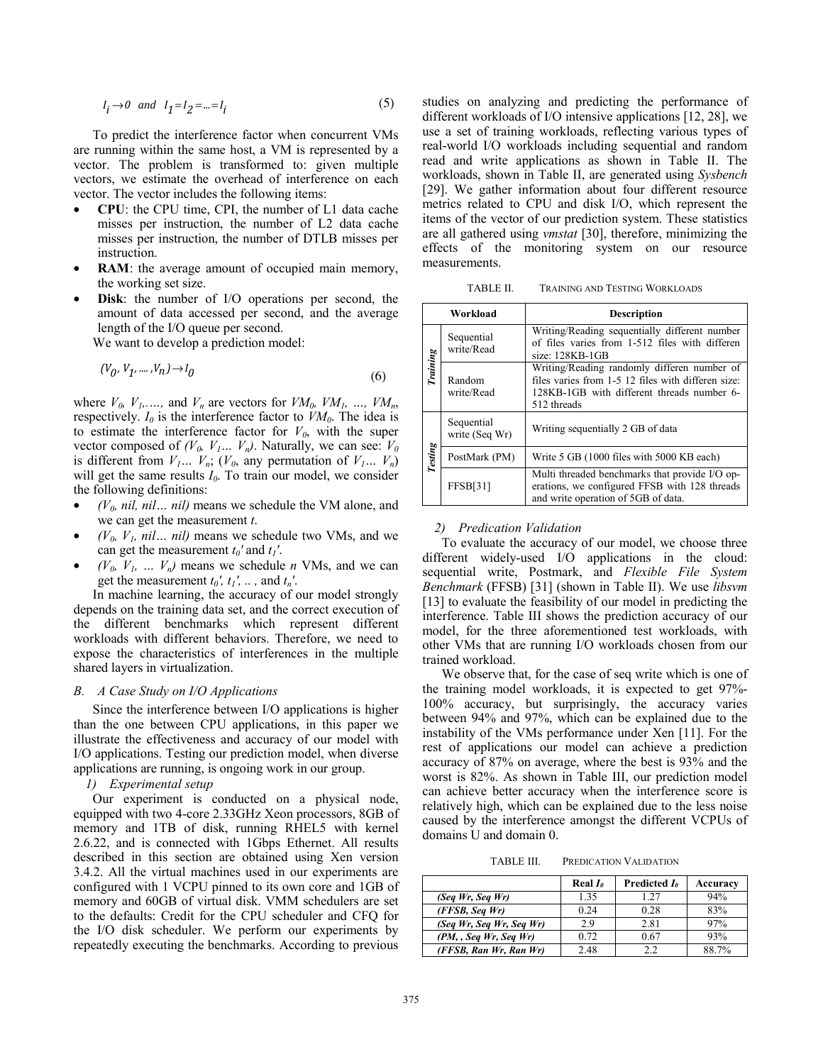$$I_i \rightarrow 0 \;\; and \;\; I_1 = I_2 = \ldots = I_i \tag{5}$$

To predict the interference factor when concurrent VMs are running within the same host, a VM is represented by a vector. The problem is transformed to: given multiple vectors, we estimate the overhead of interference on each vector. The vector includes the following items:

- **CPU**: the CPU time, CPI, the number of L1 data cache misses per instruction, the number of L2 data cache misses per instruction, the number of DTLB misses per instruction.
- **RAM**: the average amount of occupied main memory, the working set size.
- **Disk**: the number of I/O operations per second, the amount of data accessed per second, and the average length of the I/O queue per second.

We want to develop a prediction model:

$$(V_0, V_1, \ldots, V_n) \rightarrow I_0 \tag{6}$$

where $V_0$, $V_1$,…., and $V_n$ are vectors for $VM_0$, $VM_1$, …, $VM_n$, respectively. $I_0$ is the interference factor to $VM_0$. The idea is to estimate the interference factor for $V_0$, with the super vector composed of $(V_0, V_1 \ldots V_n)$. Naturally, we can see: $V_0$ is different from $V_1 \ldots V_n$; ($V_0$, any permutation of $V_1 \ldots V_n$) will get the same results $I_0$. To train our model, we consider the following definitions:

- *($V_0$, nil, nil… nil)* means we schedule the VM alone, and we can get the measurement *t*.
- *($V_0$, $V_1$, nil… nil)* means we schedule two VMs, and we can get the measurement $t_0'$ and $t_1'$.
- *($V_0$, $V_1$, … $V_n$)* means we schedule *n* VMs, and we can get the measurement $t_0'$, $t_1'$, .. , and $t_n'$.

In machine learning, the accuracy of our model strongly depends on the training data set, and the correct execution of the different benchmarks which represent different workloads with different behaviors. Therefore, we need to expose the characteristics of interferences in the multiple shared layers in virtualization.

### *B. A Case Study on I/O Applications*

Since the interference between I/O applications is higher than the one between CPU applications, in this paper we illustrate the effectiveness and accuracy of our model with I/O applications. Testing our prediction model, when diverse applications are running, is ongoing work in our group.

#### *1) Experimental setup*

Our experiment is conducted on a physical node, equipped with two 4-core 2.33GHz Xeon processors, 8GB of memory and 1TB of disk, running RHEL5 with kernel 2.6.22, and is connected with 1Gbps Ethernet. All results described in this section are obtained using Xen version 3.4.2. All the virtual machines used in our experiments are configured with 1 VCPU pinned to its own core and 1GB of memory and 60GB of virtual disk. VMM schedulers are set to the defaults: Credit for the CPU scheduler and CFQ for the I/O disk scheduler. We perform our experiments by repeatedly executing the benchmarks. According to previous studies on analyzing and predicting the performance of different workloads of I/O intensive applications [12, 28], we use a set of training workloads, reflecting various types of real-world I/O workloads including sequential and random read and write applications as shown in Table II. The workloads, shown in Table II, are generated using *Sysbench* [29]. We gather information about four different resource metrics related to CPU and disk I/O, which represent the items of the vector of our prediction system. These statistics are all gathered using *vmstat* [30], therefore, minimizing the effects of the monitoring system on our resource measurements.

TABLE II. TRAINING AND TESTING WORKLOADS

| Workload | | Description |
|---|---|---|
| *Training* | Sequential write/Read | Writing/Reading sequentially different number of files varies from 1-512 files with differen size: 128KB-1GB |
| | Random write/Read | Writing/Reading randomly differen number of files varies from 1-5 12 files with differen size: 128KB-1GB with different threads number 6-512 threads |
| *Testing* | Sequential write (Seq Wr) | Writing sequentially 2 GB of data |
| | PostMark (PM) | Write 5 GB (1000 files with 5000 KB each) |
| | FFSB[31] | Multi threaded benchmarks that provide I/O operations, we configured FFSB with 128 threads and write operation of 5GB of data. |

#### *2) Predication Validation*

To evaluate the accuracy of our model, we choose three different widely-used I/O applications in the cloud: sequential write, Postmark, and *Flexible File System Benchmark* (FFSB) [31] (shown in Table II). We use *libsvm* [13] to evaluate the feasibility of our model in predicting the interference. Table III shows the prediction accuracy of our model, for the three aforementioned test workloads, with other VMs that are running I/O workloads chosen from our trained workload.

We observe that, for the case of seq write which is one of the training model workloads, it is expected to get 97%-100% accuracy, but surprisingly, the accuracy varies between 94% and 97%, which can be explained due to the instability of the VMs performance under Xen [11]. For the rest of applications our model can achieve a prediction accuracy of 87% on average, where the best is 93% and the worst is 82%. As shown in Table III, our prediction model can achieve better accuracy when the interference score is relatively high, which can be explained due to the less noise caused by the interference amongst the different VCPUs of domains U and domain 0.

TABLE III. PREDICATION VALIDATION

| | Real $I_0$ | Predicted $I_0$ | Accuracy |
|---|---|---|---|
| *(Seq Wr, Seq Wr)* | 1.35 | 1.27 | 94% |
| *(FFSB, Seq Wr)* | 0.24 | 0.28 | 83% |
| *(Seq Wr, Seq Wr, Seq Wr)* | 2.9 | 2.81 | 97% |
| *(PM, , Seq Wr, Seq Wr)* | 0.72 | 0.67 | 93% |
| *(FFSB, Ran Wr, Ran Wr)* | 2.48 | 2.2 | 88.7% |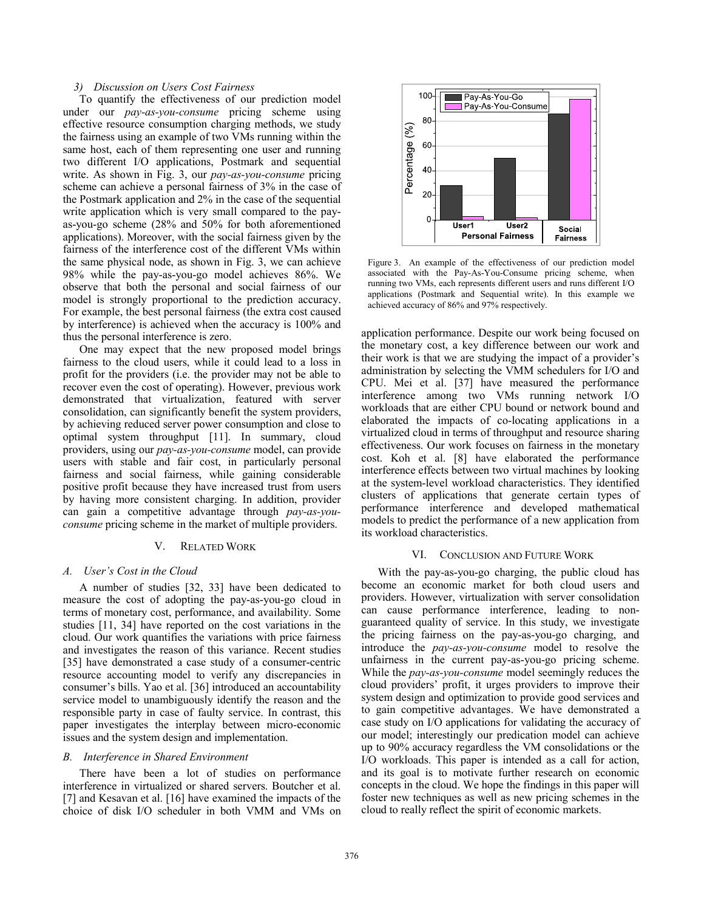### 3) Discussion on Users Cost Fairness

To quantify the effectiveness of our prediction model under our *pay-as-you-consume* pricing scheme using effective resource consumption charging methods, we study the fairness using an example of two VMs running within the same host, each of them representing one user and running two different I/O applications, Postmark and sequential write. As shown in Fig. 3, our *pay-as-you-consume* pricing scheme can achieve a personal fairness of 3% in the case of the Postmark application and 2% in the case of the sequential write application which is very small compared to the pay-as-you-go scheme (28% and 50% for both aforementioned applications). Moreover, with the social fairness given by the fairness of the interference cost of the different VMs within the same physical node, as shown in Fig. 3, we can achieve 98% while the pay-as-you-go model achieves 86%. We observe that both the personal and social fairness of our model is strongly proportional to the prediction accuracy. For example, the best personal fairness (the extra cost caused by interference) is achieved when the accuracy is 100% and thus the personal interference is zero.

One may expect that the new proposed model brings fairness to the cloud users, while it could lead to a loss in profit for the providers (i.e. the provider may not be able to recover even the cost of operating). However, previous work demonstrated that virtualization, featured with server consolidation, can significantly benefit the system providers, by achieving reduced server power consumption and close to optimal system throughput [11]. In summary, cloud providers, using our *pay-as-you-consume* model, can provide users with stable and fair cost, in particularly personal fairness and social fairness, while gaining considerable positive profit because they have increased trust from users by having more consistent charging. In addition, provider can gain a competitive advantage through *pay-as-you-consume* pricing scheme in the market of multiple providers.

Figure 3. An example of the effectiveness of our prediction model associated with the Pay-As-You-Consume pricing scheme, when running two VMs, each represents different users and runs different I/O applications (Postmark and Sequential write). In this example we achieved accuracy of 86% and 97% respectively.

## V. Related Work

### A. User's Cost in the Cloud

A number of studies [32, 33] have been dedicated to measure the cost of adopting the pay-as-you-go cloud in terms of monetary cost, performance, and availability. Some studies [11, 34] have reported on the cost variations in the cloud. Our work quantifies the variations with price fairness and investigates the reason of this variance. Recent studies [35] have demonstrated a case study of a consumer-centric resource accounting model to verify any discrepancies in consumer's bills. Yao et al. [36] introduced an accountability service model to unambiguously identify the reason and the responsible party in case of faulty service. In contrast, this paper investigates the interplay between micro-economic issues and the system design and implementation.

### B. Interference in Shared Environment

There have been a lot of studies on performance interference in virtualized or shared servers. Boutcher et al. [7] and Kesavan et al. [16] have examined the impacts of the choice of disk I/O scheduler in both VMM and VMs on application performance. Despite our work being focused on the monetary cost, a key difference between our work and their work is that we are studying the impact of a provider's administration by selecting the VMM schedulers for I/O and CPU. Mei et al. [37] have measured the performance interference among two VMs running network I/O workloads that are either CPU bound or network bound and elaborated the impacts of co-locating applications in a virtualized cloud in terms of throughput and resource sharing effectiveness. Our work focuses on fairness in the monetary cost. Koh et al. [8] have elaborated the performance interference effects between two virtual machines by looking at the system-level workload characteristics. They identified clusters of applications that generate certain types of performance interference and developed mathematical models to predict the performance of a new application from its workload characteristics.

## VI. Conclusion and Future Work

With the pay-as-you-go charging, the public cloud has become an economic market for both cloud users and providers. However, virtualization with server consolidation can cause performance interference, leading to non-guaranteed quality of service. In this study, we investigate the pricing fairness on the pay-as-you-go charging, and introduce the *pay-as-you-consume* model to resolve the unfairness in the current pay-as-you-go pricing scheme. While the *pay-as-you-consume* model seemingly reduces the cloud providers' profit, it urges providers to improve their system design and optimization to provide good services and to gain competitive advantages. We have demonstrated a case study on I/O applications for validating the accuracy of our model; interestingly our predication model can achieve up to 90% accuracy regardless the VM consolidations or the I/O workloads. This paper is intended as a call for action, and its goal is to motivate further research on economic concepts in the cloud. We hope the findings in this paper will foster new techniques as well as new pricing schemes in the cloud to really reflect the spirit of economic markets.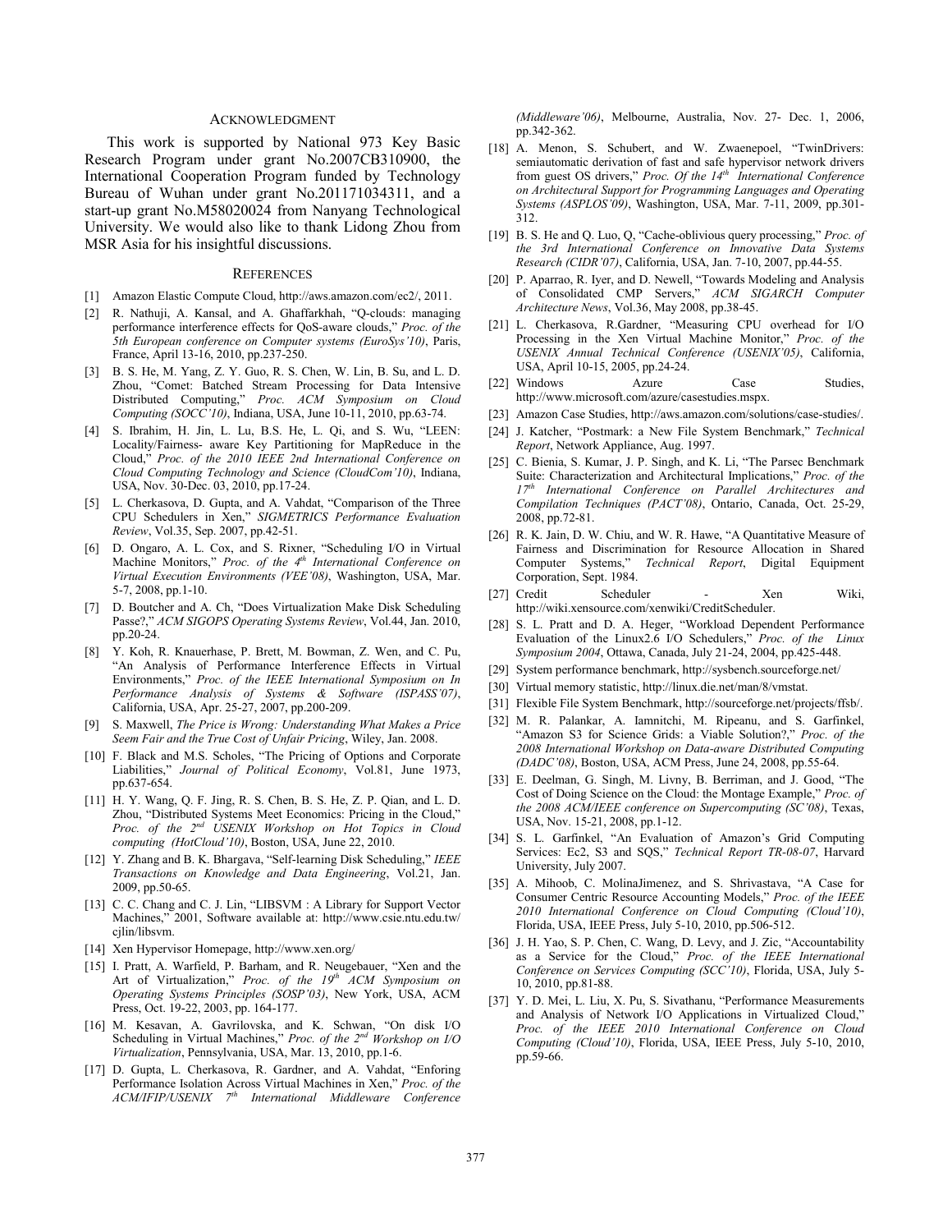## ACKNOWLEDGMENT

This work is supported by National 973 Key Basic Research Program under grant No.2007CB310900, the International Cooperation Program funded by Technology Bureau of Wuhan under grant No.201171034311, and a start-up grant No.M58020024 from Nanyang Technological University. We would also like to thank Lidong Zhou from MSR Asia for his insightful discussions.

## REFERENCES

[1] Amazon Elastic Compute Cloud, http://aws.amazon.com/ec2/, 2011.

[2] R. Nathuji, A. Kansal, and A. Ghaffarkhah, "Q-clouds: managing performance interference effects for QoS-aware clouds," *Proc. of the 5th European conference on Computer systems (EuroSys'10)*, Paris, France, April 13-16, 2010, pp.237-250.

[3] B. S. He, M. Yang, Z. Y. Guo, R. S. Chen, W. Lin, B. Su, and L. D. Zhou, "Comet: Batched Stream Processing for Data Intensive Distributed Computing," *Proc. ACM Symposium on Cloud Computing (SOCC'10)*, Indiana, USA, June 10-11, 2010, pp.63-74.

[4] S. Ibrahim, H. Jin, L. Lu, B.S. He, L. Qi, and S. Wu, "LEEN: Locality/Fairness- aware Key Partitioning for MapReduce in the Cloud," *Proc. of the 2010 IEEE 2nd International Conference on Cloud Computing Technology and Science (CloudCom'10)*, Indiana, USA, Nov. 30-Dec. 03, 2010, pp.17-24.

[5] L. Cherkasova, D. Gupta, and A. Vahdat, "Comparison of the Three CPU Schedulers in Xen," *SIGMETRICS Performance Evaluation Review*, Vol.35, Sep. 2007, pp.42-51.

[6] D. Ongaro, A. L. Cox, and S. Rixner, "Scheduling I/O in Virtual Machine Monitors," *Proc. of the 4th International Conference on Virtual Execution Environments (VEE'08)*, Washington, USA, Mar. 5-7, 2008, pp.1-10.

[7] D. Boutcher and A. Ch, "Does Virtualization Make Disk Scheduling Passe?," *ACM SIGOPS Operating Systems Review*, Vol.44, Jan. 2010, pp.20-24.

[8] Y. Koh, R. Knauerhase, P. Brett, M. Bowman, Z. Wen, and C. Pu, "An Analysis of Performance Interference Effects in Virtual Environments," *Proc. of the IEEE International Symposium on In Performance Analysis of Systems & Software (ISPASS'07)*, California, USA, Apr. 25-27, 2007, pp.200-209.

[9] S. Maxwell, *The Price is Wrong: Understanding What Makes a Price Seem Fair and the True Cost of Unfair Pricing*, Wiley, Jan. 2008.

[10] F. Black and M.S. Scholes, "The Pricing of Options and Corporate Liabilities," *Journal of Political Economy*, Vol.81, June 1973, pp.637-654.

[11] H. Y. Wang, Q. F. Jing, R. S. Chen, B. S. He, Z. P. Qian, and L. D. Zhou, "Distributed Systems Meet Economics: Pricing in the Cloud," *Proc. of the 2nd USENIX Workshop on Hot Topics in Cloud computing (HotCloud'10)*, Boston, USA, June 22, 2010.

[12] Y. Zhang and B. K. Bhargava, "Self-learning Disk Scheduling," *IEEE Transactions on Knowledge and Data Engineering*, Vol.21, Jan. 2009, pp.50-65.

[13] C. C. Chang and C. J. Lin, "LIBSVM : A Library for Support Vector Machines," 2001, Software available at: http://www.csie.ntu.edu.tw/cjlin/libsvm.

[14] Xen Hypervisor Homepage, http://www.xen.org/

[15] I. Pratt, A. Warfield, P. Barham, and R. Neugebauer, "Xen and the Art of Virtualization," *Proc. of the 19th ACM Symposium on Operating Systems Principles (SOSP'03)*, New York, USA, ACM Press, Oct. 19-22, 2003, pp. 164-177.

[16] M. Kesavan, A. Gavrilovska, and K. Schwan, "On disk I/O Scheduling in Virtual Machines," *Proc. of the 2nd Workshop on I/O Virtualization*, Pennsylvania, USA, Mar. 13, 2010, pp.1-6.

[17] D. Gupta, L. Cherkasova, R. Gardner, and A. Vahdat, "Enforing Performance Isolation Across Virtual Machines in Xen," *Proc. of the ACM/IFIP/USENIX 7th International Middleware Conference (Middleware'06)*, Melbourne, Australia, Nov. 27- Dec. 1, 2006, pp.342-362.

[18] A. Menon, S. Schubert, and W. Zwaenepoel, "TwinDrivers: semiautomatic derivation of fast and safe hypervisor network drivers from guest OS drivers," *Proc. Of the 14th International Conference on Architectural Support for Programming Languages and Operating Systems (ASPLOS'09)*, Washington, USA, Mar. 7-11, 2009, pp.301-312.

[19] B. S. He and Q. Luo, Q, "Cache-oblivious query processing," *Proc. of the 3rd International Conference on Innovative Data Systems Research (CIDR'07)*, California, USA, Jan. 7-10, 2007, pp.44-55.

[20] P. Aparrao, R. Iyer, and D. Newell, "Towards Modeling and Analysis of Consolidated CMP Servers," *ACM SIGARCH Computer Architecture News*, Vol.36, May 2008, pp.38-45.

[21] L. Cherkasova, R.Gardner, "Measuring CPU overhead for I/O Processing in the Xen Virtual Machine Monitor," *Proc. of the USENIX Annual Technical Conference (USENIX'05)*, California, USA, April 10-15, 2005, pp.24-24.

[22] Windows Azure Case Studies, http://www.microsoft.com/azure/casestudies.mspx.

[23] Amazon Case Studies, http://aws.amazon.com/solutions/case-studies/.

[24] J. Katcher, "Postmark: a New File System Benchmark," *Technical Report*, Network Appliance, Aug. 1997.

[25] C. Bienia, S. Kumar, J. P. Singh, and K. Li, "The Parsec Benchmark Suite: Characterization and Architectural Implications," *Proc. of the 17th International Conference on Parallel Architectures and Compilation Techniques (PACT'08)*, Ontario, Canada, Oct. 25-29, 2008, pp.72-81.

[26] R. K. Jain, D. W. Chiu, and W. R. Hawe, "A Quantitative Measure of Fairness and Discrimination for Resource Allocation in Shared Computer Systems," *Technical Report*, Digital Equipment Corporation, Sept. 1984.

[27] Credit Scheduler - Xen Wiki, http://wiki.xensource.com/xenwiki/CreditScheduler.

[28] S. L. Pratt and D. A. Heger, "Workload Dependent Performance Evaluation of the Linux2.6 I/O Schedulers," *Proc. of the Linux Symposium 2004*, Ottawa, Canada, July 21-24, 2004, pp.425-448.

[29] System performance benchmark, http://sysbench.sourceforge.net/

[30] Virtual memory statistic, http://linux.die.net/man/8/vmstat.

[31] Flexible File System Benchmark, http://sourceforge.net/projects/ffsb/.

[32] M. R. Palankar, A. Iamnitchi, M. Ripeanu, and S. Garfinkel, "Amazon S3 for Science Grids: a Viable Solution?," *Proc. of the 2008 International Workshop on Data-aware Distributed Computing (DADC'08)*, Boston, USA, ACM Press, June 24, 2008, pp.55-64.

[33] E. Deelman, G. Singh, M. Livny, B. Berriman, and J. Good, "The Cost of Doing Science on the Cloud: the Montage Example," *Proc. of the 2008 ACM/IEEE conference on Supercomputing (SC'08)*, Texas, USA, Nov. 15-21, 2008, pp.1-12.

[34] S. L. Garfinkel, "An Evaluation of Amazon's Grid Computing Services: Ec2, S3 and SQS," *Technical Report TR-08-07*, Harvard University, July 2007.

[35] A. Mihoob, C. MolinaJimenez, and S. Shrivastava, "A Case for Consumer Centric Resource Accounting Models," *Proc. of the IEEE 2010 International Conference on Cloud Computing (Cloud'10)*, Florida, USA, IEEE Press, July 5-10, 2010, pp.506-512.

[36] J. H. Yao, S. P. Chen, C. Wang, D. Levy, and J. Zic, "Accountability as a Service for the Cloud," *Proc. of the IEEE International Conference on Services Computing (SCC'10)*, Florida, USA, July 5-10, 2010, pp.81-88.

[37] Y. D. Mei, L. Liu, X. Pu, S. Sivathanu, "Performance Measurements and Analysis of Network I/O Applications in Virtualized Cloud," *Proc. of the IEEE 2010 International Conference on Cloud Computing (Cloud'10)*, Florida, USA, IEEE Press, July 5-10, 2010, pp.59-66.